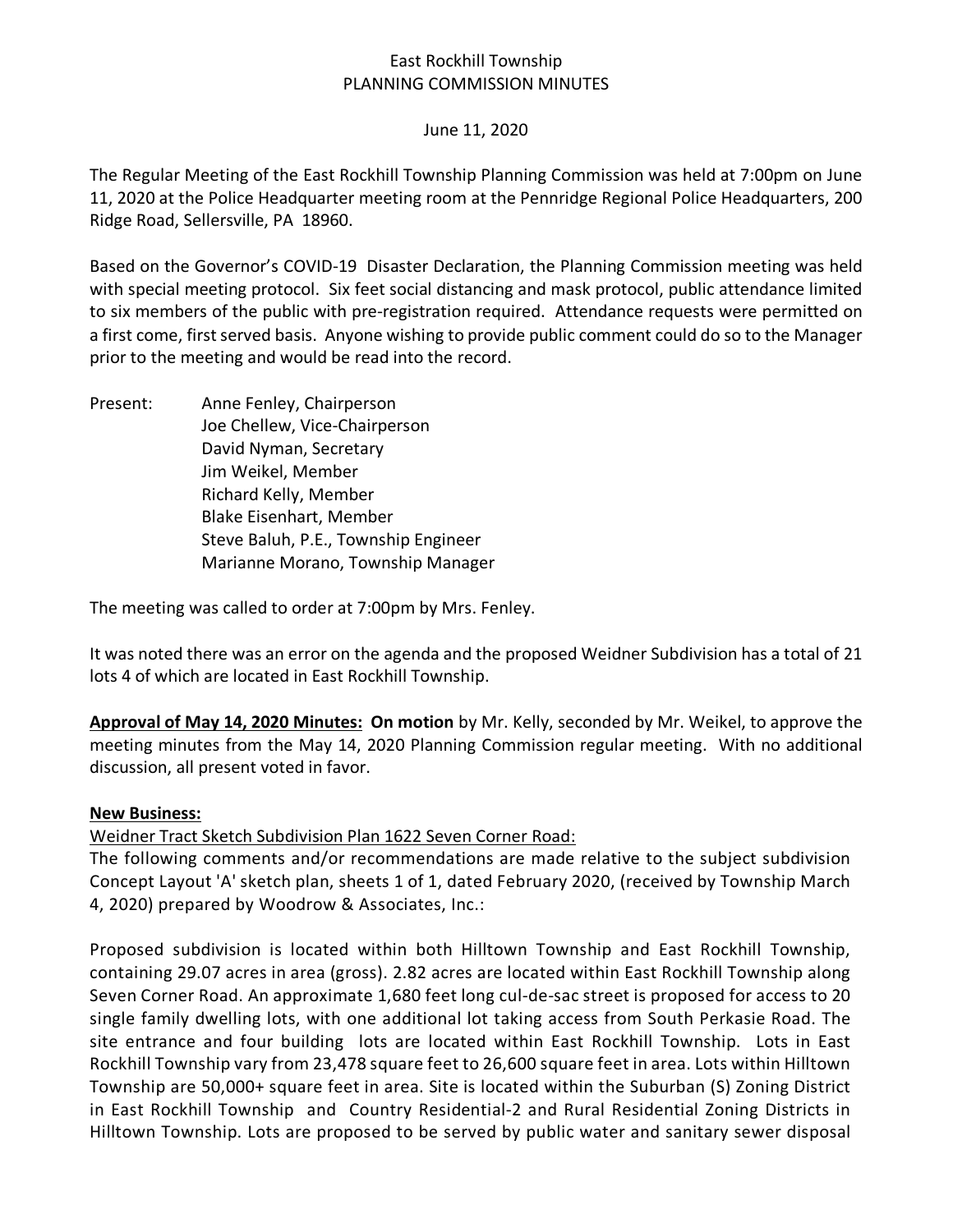East Rockhill Township
PLANNING COMMISSION MINUTES

June 11, 2020

The Regular Meeting of the East Rockhill Township Planning Commission was held at 7:00pm on June 11, 2020 at the Police Headquarter meeting room at the Pennridge Regional Police Headquarters, 200 Ridge Road, Sellersville, PA 18960.

Based on the Governor's COVID-19 Disaster Declaration, the Planning Commission meeting was held with special meeting protocol. Six feet social distancing and mask protocol, public attendance limited to six members of the public with pre-registration required. Attendance requests were permitted on a first come, first served basis. Anyone wishing to provide public comment could do so to the Manager prior to the meeting and would be read into the record.

Present:
- Anne Fenley, Chairperson
- Joe Chellew, Vice-Chairperson
- David Nyman, Secretary
- Jim Weikel, Member
- Richard Kelly, Member
- Blake Eisenhart, Member
- Steve Baluh, P.E., Township Engineer
- Marianne Morano, Township Manager

The meeting was called to order at 7:00pm by Mrs. Fenley.

It was noted there was an error on the agenda and the proposed Weidner Subdivision has a total of 21 lots 4 of which are located in East Rockhill Township.

**Approval of May 14, 2020 Minutes:** **On motion** by Mr. Kelly, seconded by Mr. Weikel, to approve the meeting minutes from the May 14, 2020 Planning Commission regular meeting. With no additional discussion, all present voted in favor.

**New Business:**

Weidner Tract Sketch Subdivision Plan 1622 Seven Corner Road:

The following comments and/or recommendations are made relative to the subject subdivision Concept Layout 'A' sketch plan, sheets 1 of 1, dated February 2020, (received by Township March 4, 2020) prepared by Woodrow & Associates, Inc.:

Proposed subdivision is located within both Hilltown Township and East Rockhill Township, containing 29.07 acres in area (gross). 2.82 acres are located within East Rockhill Township along Seven Corner Road. An approximate 1,680 feet long cul-de-sac street is proposed for access to 20 single family dwelling lots, with one additional lot taking access from South Perkasie Road. The site entrance and four building lots are located within East Rockhill Township. Lots in East Rockhill Township vary from 23,478 square feet to 26,600 square feet in area. Lots within Hilltown Township are 50,000+ square feet in area. Site is located within the Suburban (S) Zoning District in East Rockhill Township and Country Residential-2 and Rural Residential Zoning Districts in Hilltown Township. Lots are proposed to be served by public water and sanitary sewer disposal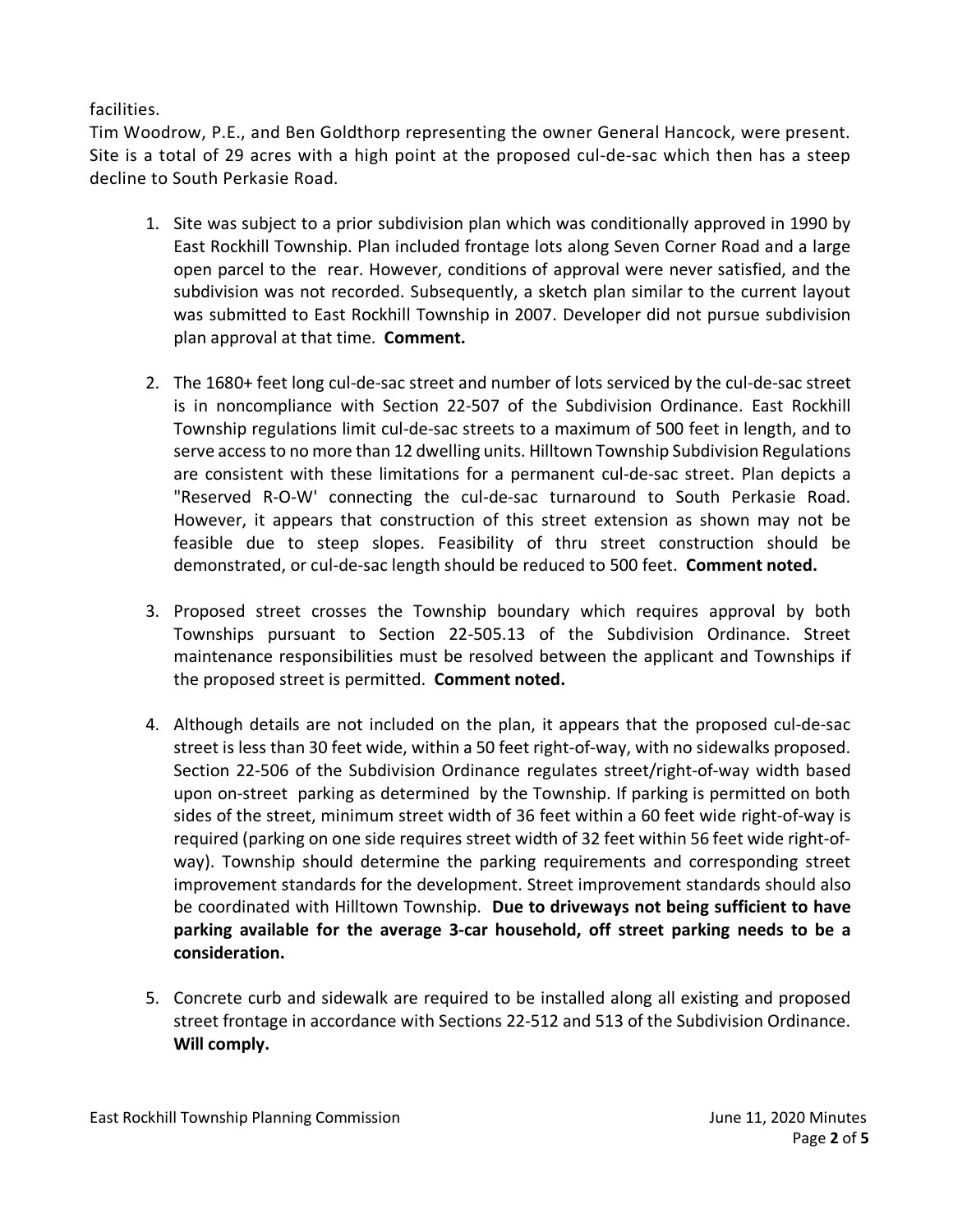facilities.

Tim Woodrow, P.E., and Ben Goldthorp representing the owner General Hancock, were present. Site is a total of 29 acres with a high point at the proposed cul-de-sac which then has a steep decline to South Perkasie Road.

1. Site was subject to a prior subdivision plan which was conditionally approved in 1990 by East Rockhill Township. Plan included frontage lots along Seven Corner Road and a large open parcel to the rear. However, conditions of approval were never satisfied, and the subdivision was not recorded. Subsequently, a sketch plan similar to the current layout was submitted to East Rockhill Township in 2007. Developer did not pursue subdivision plan approval at that time. **Comment.**

2. The 1680+ feet long cul-de-sac street and number of lots serviced by the cul-de-sac street is in noncompliance with Section 22-507 of the Subdivision Ordinance. East Rockhill Township regulations limit cul-de-sac streets to a maximum of 500 feet in length, and to serve access to no more than 12 dwelling units. Hilltown Township Subdivision Regulations are consistent with these limitations for a permanent cul-de-sac street. Plan depicts a "Reserved R-O-W' connecting the cul-de-sac turnaround to South Perkasie Road. However, it appears that construction of this street extension as shown may not be feasible due to steep slopes. Feasibility of thru street construction should be demonstrated, or cul-de-sac length should be reduced to 500 feet. **Comment noted.**

3. Proposed street crosses the Township boundary which requires approval by both Townships pursuant to Section 22-505.13 of the Subdivision Ordinance. Street maintenance responsibilities must be resolved between the applicant and Townships if the proposed street is permitted. **Comment noted.**

4. Although details are not included on the plan, it appears that the proposed cul-de-sac street is less than 30 feet wide, within a 50 feet right-of-way, with no sidewalks proposed. Section 22-506 of the Subdivision Ordinance regulates street/right-of-way width based upon on-street parking as determined by the Township. If parking is permitted on both sides of the street, minimum street width of 36 feet within a 60 feet wide right-of-way is required (parking on one side requires street width of 32 feet within 56 feet wide right-of-way). Township should determine the parking requirements and corresponding street improvement standards for the development. Street improvement standards should also be coordinated with Hilltown Township. **Due to driveways not being sufficient to have parking available for the average 3-car household, off street parking needs to be a consideration.**

5. Concrete curb and sidewalk are required to be installed along all existing and proposed street frontage in accordance with Sections 22-512 and 513 of the Subdivision Ordinance. **Will comply.**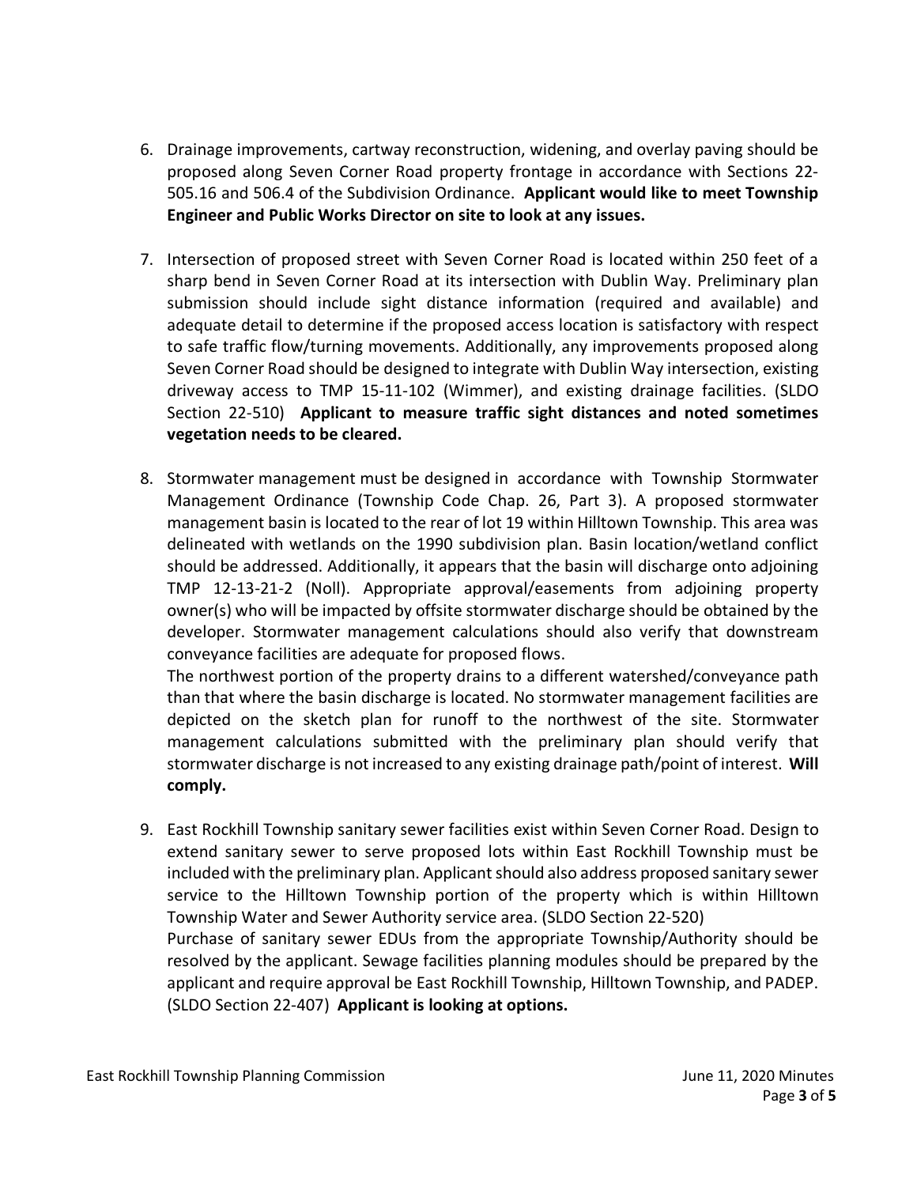6. Drainage improvements, cartway reconstruction, widening, and overlay paving should be proposed along Seven Corner Road property frontage in accordance with Sections 22-505.16 and 506.4 of the Subdivision Ordinance. **Applicant would like to meet Township Engineer and Public Works Director on site to look at any issues.**

7. Intersection of proposed street with Seven Corner Road is located within 250 feet of a sharp bend in Seven Corner Road at its intersection with Dublin Way. Preliminary plan submission should include sight distance information (required and available) and adequate detail to determine if the proposed access location is satisfactory with respect to safe traffic flow/turning movements. Additionally, any improvements proposed along Seven Corner Road should be designed to integrate with Dublin Way intersection, existing driveway access to TMP 15-11-102 (Wimmer), and existing drainage facilities. (SLDO Section 22-510) **Applicant to measure traffic sight distances and noted sometimes vegetation needs to be cleared.**

8. Stormwater management must be designed in accordance with Township Stormwater Management Ordinance (Township Code Chap. 26, Part 3). A proposed stormwater management basin is located to the rear of lot 19 within Hilltown Township. This area was delineated with wetlands on the 1990 subdivision plan. Basin location/wetland conflict should be addressed. Additionally, it appears that the basin will discharge onto adjoining TMP 12-13-21-2 (Noll). Appropriate approval/easements from adjoining property owner(s) who will be impacted by offsite stormwater discharge should be obtained by the developer. Stormwater management calculations should also verify that downstream conveyance facilities are adequate for proposed flows.
The northwest portion of the property drains to a different watershed/conveyance path than that where the basin discharge is located. No stormwater management facilities are depicted on the sketch plan for runoff to the northwest of the site. Stormwater management calculations submitted with the preliminary plan should verify that stormwater discharge is not increased to any existing drainage path/point of interest. **Will comply.**

9. East Rockhill Township sanitary sewer facilities exist within Seven Corner Road. Design to extend sanitary sewer to serve proposed lots within East Rockhill Township must be included with the preliminary plan. Applicant should also address proposed sanitary sewer service to the Hilltown Township portion of the property which is within Hilltown Township Water and Sewer Authority service area. (SLDO Section 22-520)
Purchase of sanitary sewer EDUs from the appropriate Township/Authority should be resolved by the applicant. Sewage facilities planning modules should be prepared by the applicant and require approval be East Rockhill Township, Hilltown Township, and PADEP. (SLDO Section 22-407) **Applicant is looking at options.**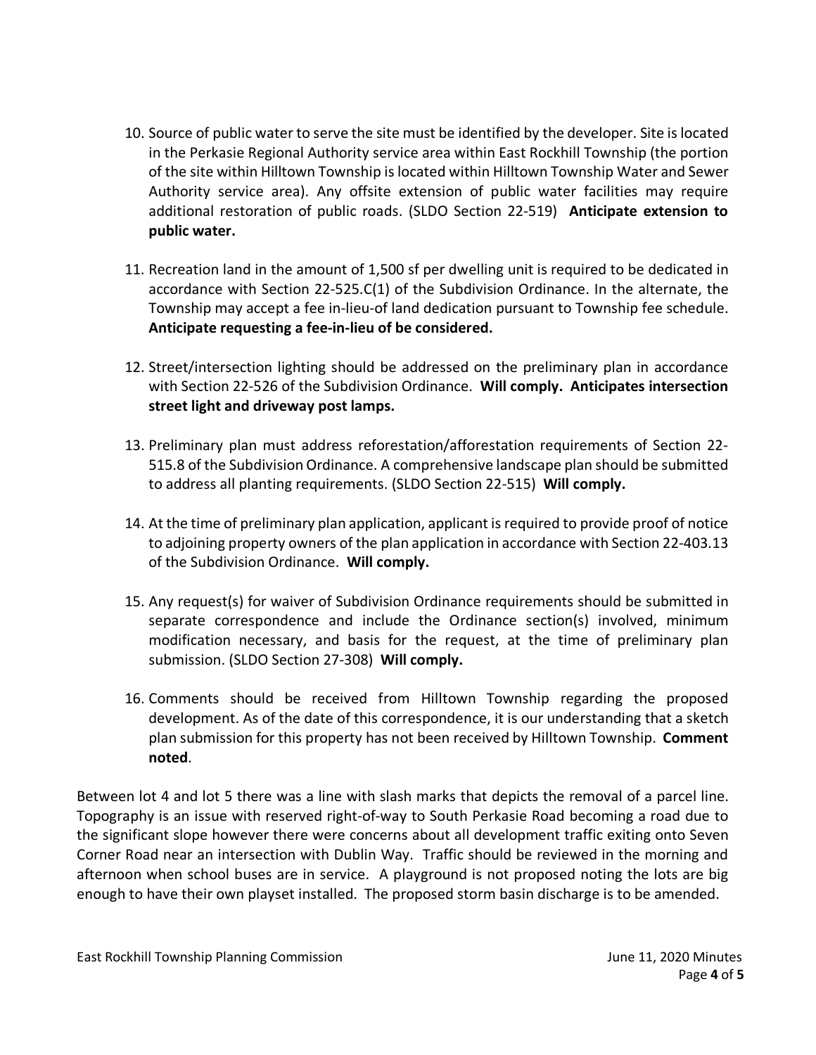10. Source of public water to serve the site must be identified by the developer. Site is located in the Perkasie Regional Authority service area within East Rockhill Township (the portion of the site within Hilltown Township is located within Hilltown Township Water and Sewer Authority service area). Any offsite extension of public water facilities may require additional restoration of public roads. (SLDO Section 22-519) **Anticipate extension to public water.**

11. Recreation land in the amount of 1,500 sf per dwelling unit is required to be dedicated in accordance with Section 22-525.C(1) of the Subdivision Ordinance. In the alternate, the Township may accept a fee in-lieu-of land dedication pursuant to Township fee schedule. **Anticipate requesting a fee-in-lieu of be considered.**

12. Street/intersection lighting should be addressed on the preliminary plan in accordance with Section 22-526 of the Subdivision Ordinance. **Will comply. Anticipates intersection street light and driveway post lamps.**

13. Preliminary plan must address reforestation/afforestation requirements of Section 22-515.8 of the Subdivision Ordinance. A comprehensive landscape plan should be submitted to address all planting requirements. (SLDO Section 22-515) **Will comply.**

14. At the time of preliminary plan application, applicant is required to provide proof of notice to adjoining property owners of the plan application in accordance with Section 22-403.13 of the Subdivision Ordinance. **Will comply.**

15. Any request(s) for waiver of Subdivision Ordinance requirements should be submitted in separate correspondence and include the Ordinance section(s) involved, minimum modification necessary, and basis for the request, at the time of preliminary plan submission. (SLDO Section 27-308) **Will comply.**

16. Comments should be received from Hilltown Township regarding the proposed development. As of the date of this correspondence, it is our understanding that a sketch plan submission for this property has not been received by Hilltown Township. **Comment noted**.

Between lot 4 and lot 5 there was a line with slash marks that depicts the removal of a parcel line. Topography is an issue with reserved right-of-way to South Perkasie Road becoming a road due to the significant slope however there were concerns about all development traffic exiting onto Seven Corner Road near an intersection with Dublin Way. Traffic should be reviewed in the morning and afternoon when school buses are in service. A playground is not proposed noting the lots are big enough to have their own playset installed. The proposed storm basin discharge is to be amended.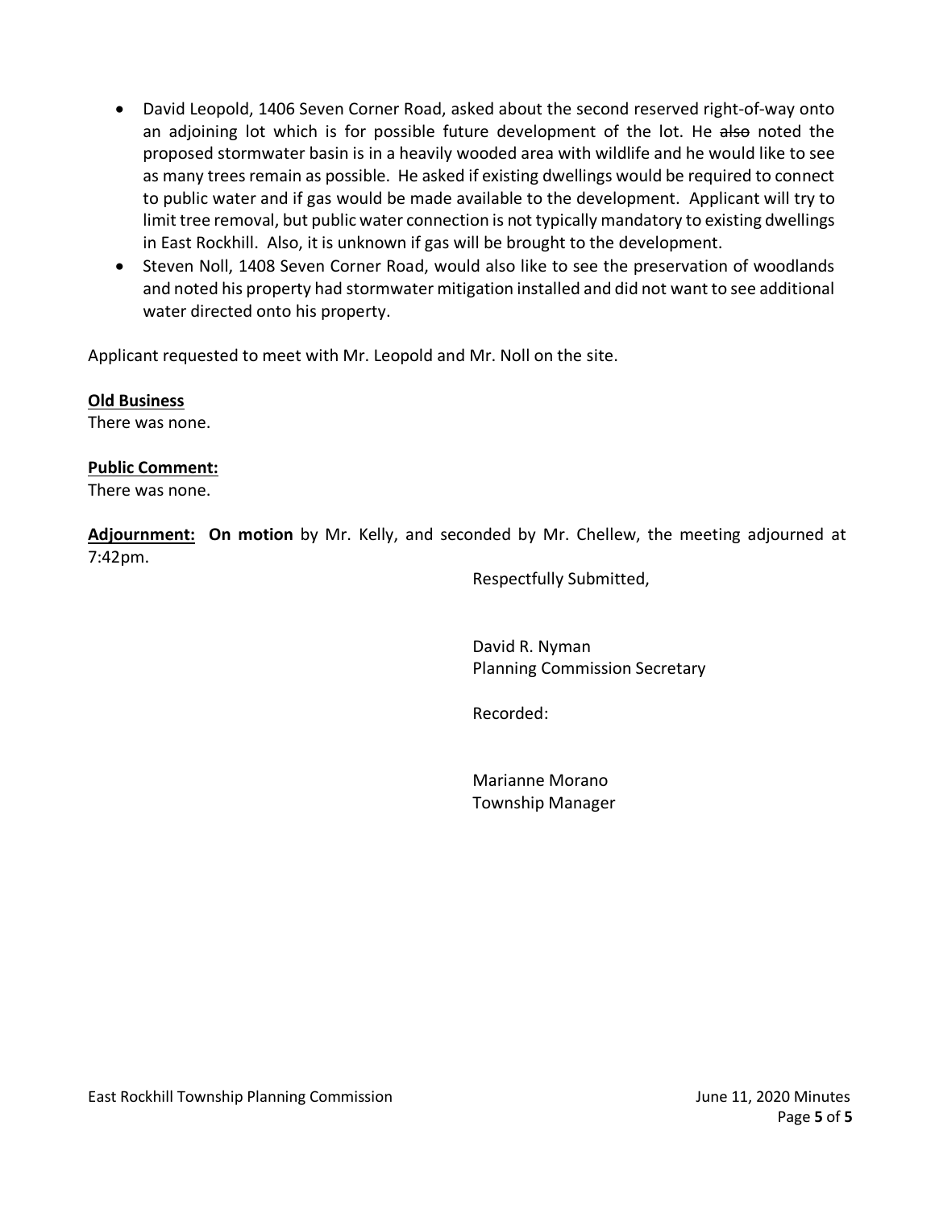- David Leopold, 1406 Seven Corner Road, asked about the second reserved right-of-way onto an adjoining lot which is for possible future development of the lot. He ~~also~~ noted the proposed stormwater basin is in a heavily wooded area with wildlife and he would like to see as many trees remain as possible. He asked if existing dwellings would be required to connect to public water and if gas would be made available to the development. Applicant will try to limit tree removal, but public water connection is not typically mandatory to existing dwellings in East Rockhill. Also, it is unknown if gas will be brought to the development.
- Steven Noll, 1408 Seven Corner Road, would also like to see the preservation of woodlands and noted his property had stormwater mitigation installed and did not want to see additional water directed onto his property.

Applicant requested to meet with Mr. Leopold and Mr. Noll on the site.

**Old Business**
There was none.

**Public Comment:**
There was none.

**Adjournment: On motion** by Mr. Kelly, and seconded by Mr. Chellew, the meeting adjourned at 7:42pm.

Respectfully Submitted,

David R. Nyman
Planning Commission Secretary

Recorded:

Marianne Morano
Township Manager